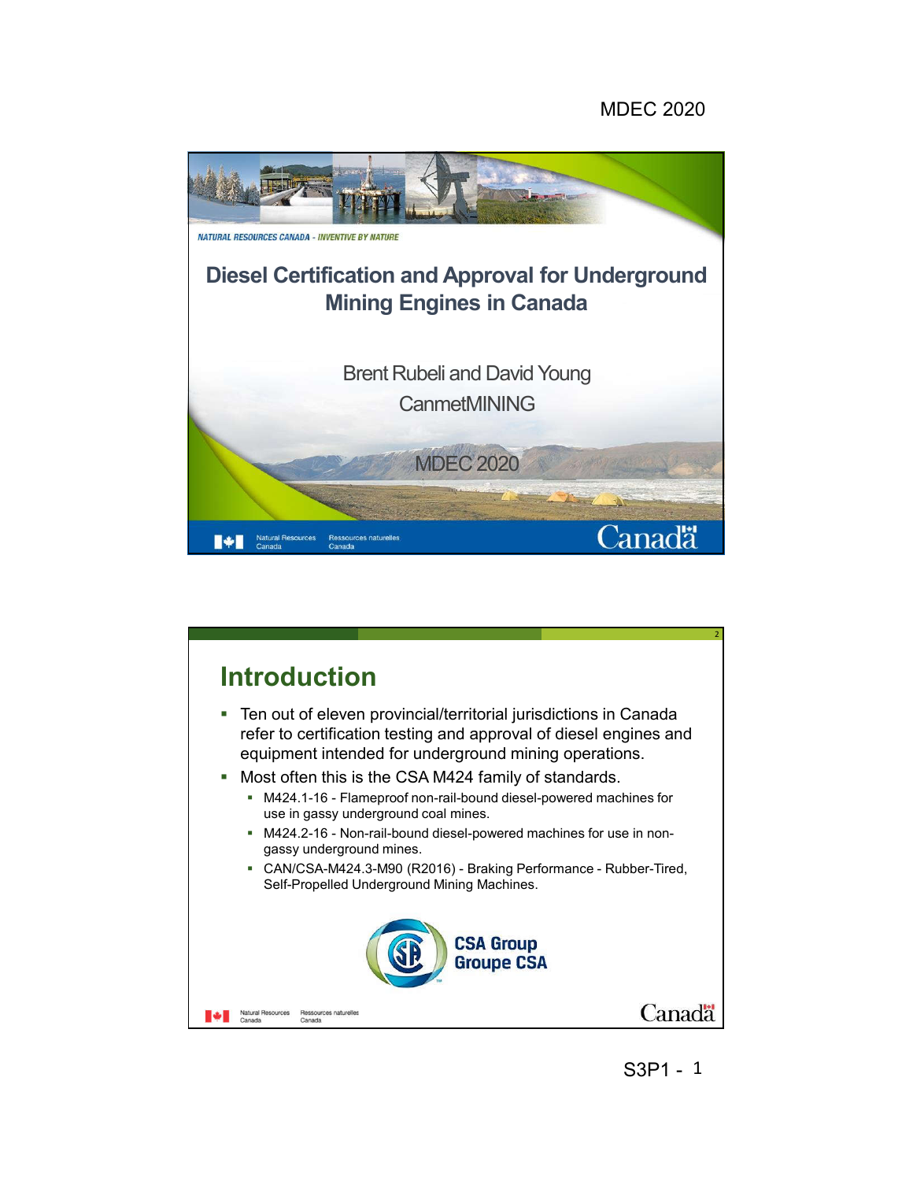# Diesel Certification and Approval for Underground Mining Engines in Canada

NATURAL RESOURCES CANADA - INVENTIVE BY NATURE

Brent Rubeli and David Young

CanmetMINING

MDEC 2020

Natural Resources Canada / Ressources naturelles Canada

## Introduction

- Ten out of eleven provincial/territorial jurisdictions in Canada refer to certification testing and approval of diesel engines and equipment intended for underground mining operations.
- Most often this is the CSA M424 family of standards.
  - M424.1-16 - Flameproof non-rail-bound diesel-powered machines for use in gassy underground coal mines.
  - M424.2-16 - Non-rail-bound diesel-powered machines for use in non-gassy underground mines.
  - CAN/CSA-M424.3-M90 (R2016) - Braking Performance - Rubber-Tired, Self-Propelled Underground Mining Machines.

CSA Group
Groupe CSA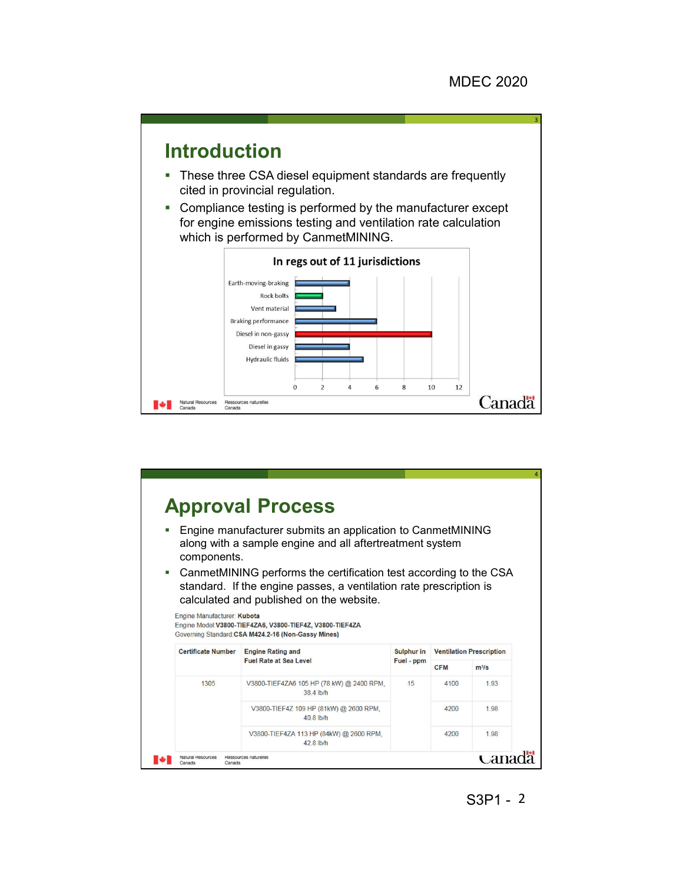## Introduction

- These three CSA diesel equipment standards are frequently cited in provincial regulation.
- Compliance testing is performed by the manufacturer except for engine emissions testing and ventilation rate calculation which is performed by CanmetMINING.

**In regs out of 11 jurisdictions**

| Category | Jurisdictions |
|---|---|
| Earth-moving-braking | 4 |
| Rock bolts | 2 |
| Vent material | 3 |
| Braking performance | 6 |
| Diesel in non-gassy | 10 |
| Diesel in gassy | 4 |
| Hydraulic fluids | 5 |

## Approval Process

- Engine manufacturer submits an application to CanmetMINING along with a sample engine and all aftertreatment system components.
- CanmetMINING performs the certification test according to the CSA standard. If the engine passes, a ventilation rate prescription is calculated and published on the website.

Engine Manufacturer: **Kubota**
Engine Model: **V3800-TIEF4ZA6, V3800-TIEF4Z, V3800-TIEF4ZA**
Governing Standard: **CSA M424.2-16 (Non-Gassy Mines)**

| Certificate Number | Engine Rating and Fuel Rate at Sea Level | Sulphur in Fuel - ppm | Ventilation Prescription | |
|---|---|---|---|---|
| | | | CFM | $m^3/s$ |
| 1305 | V3800-TIEF4ZA6 105 HP (78 kW) @ 2400 RPM, 38.4 lb/h | 15 | 4100 | 1.93 |
| | V3800-TIEF4Z 109 HP (81kW) @ 2600 RPM, 40.8 lb/h | | 4200 | 1.98 |
| | V3800-TIEF4ZA 113 HP (84kW) @ 2600 RPM, 42.8 lb/h | | 4200 | 1.98 |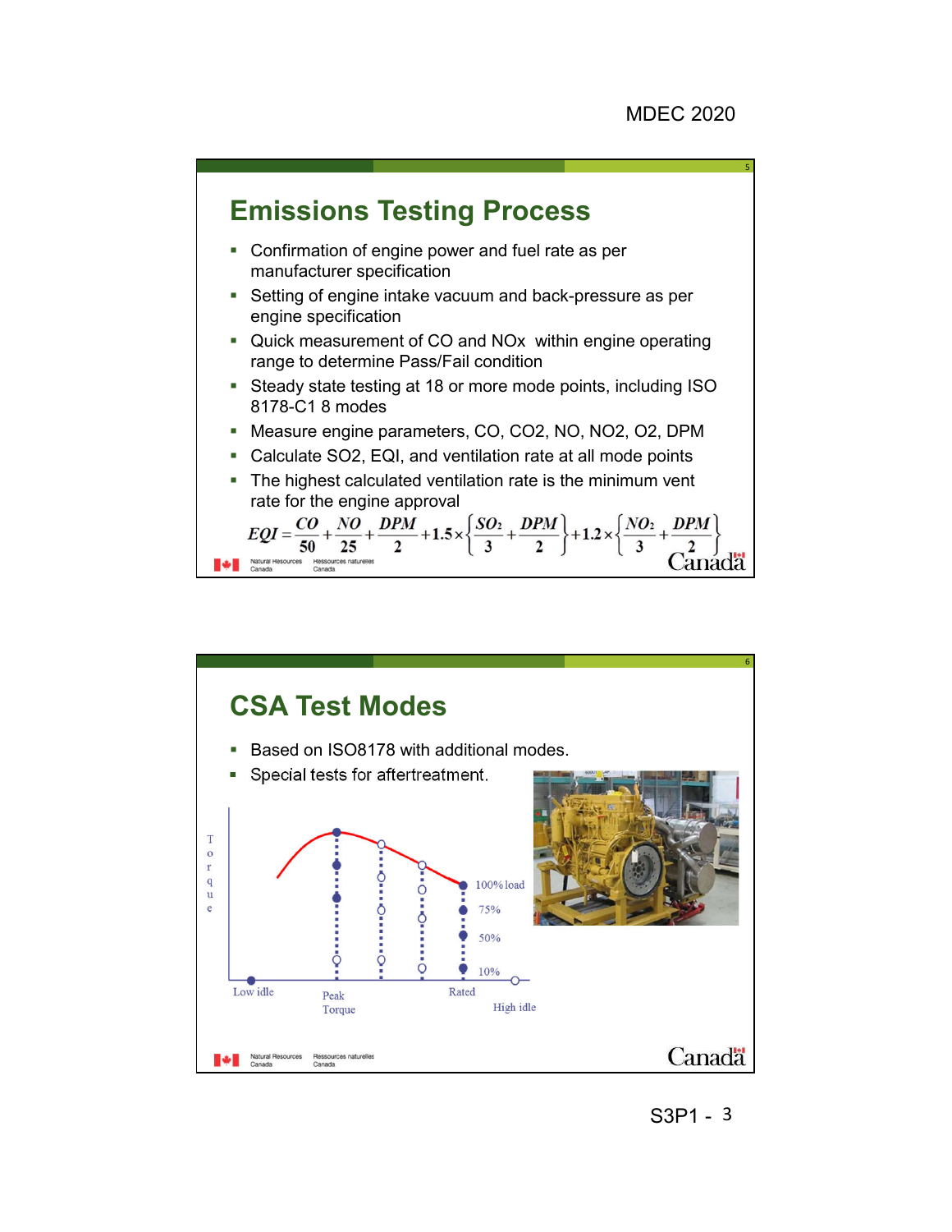## Emissions Testing Process

- Confirmation of engine power and fuel rate as per manufacturer specification
- Setting of engine intake vacuum and back-pressure as per engine specification
- Quick measurement of CO and NOx within engine operating range to determine Pass/Fail condition
- Steady state testing at 18 or more mode points, including ISO 8178-C1 8 modes
- Measure engine parameters, CO, CO2, NO, NO2, O2, DPM
- Calculate SO2, EQI, and ventilation rate at all mode points
- The highest calculated ventilation rate is the minimum vent rate for the engine approval

$$EQI = \frac{CO}{50} + \frac{NO}{25} + \frac{DPM}{2} + 1.5 \times \left\{ \frac{SO_2}{3} + \frac{DPM}{2} \right\} + 1.2 \times \left\{ \frac{NO_2}{3} + \frac{DPM}{2} \right\}$$

## CSA Test Modes

- Based on ISO8178 with additional modes.
- Special tests for aftertreatment.

Torque

100% load

75%

50%

10%

Low idle

Peak Torque

Rated

High idle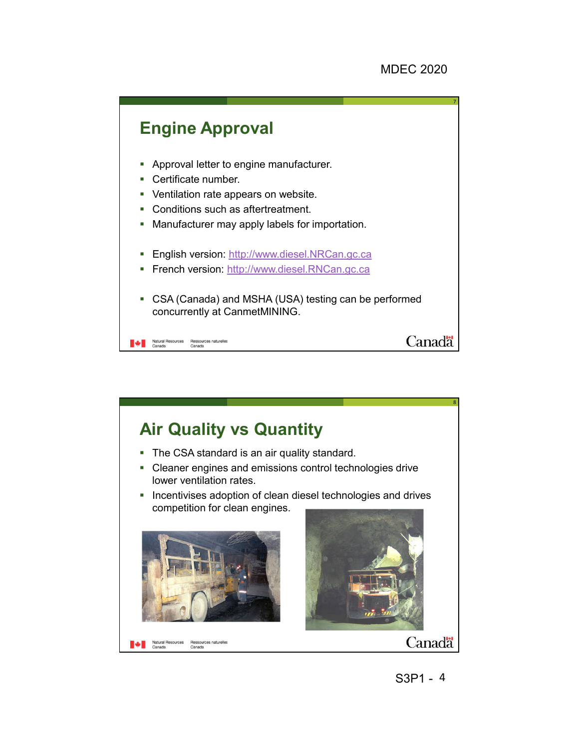## Engine Approval

- Approval letter to engine manufacturer.
- Certificate number.
- Ventilation rate appears on website.
- Conditions such as aftertreatment.
- Manufacturer may apply labels for importation.

- English version: http://www.diesel.NRCan.gc.ca
- French version: http://www.diesel.RNCan.gc.ca

- CSA (Canada) and MSHA (USA) testing can be performed concurrently at CanmetMINING.

## Air Quality vs Quantity

- The CSA standard is an air quality standard.
- Cleaner engines and emissions control technologies drive lower ventilation rates.
- Incentivises adoption of clean diesel technologies and drives competition for clean engines.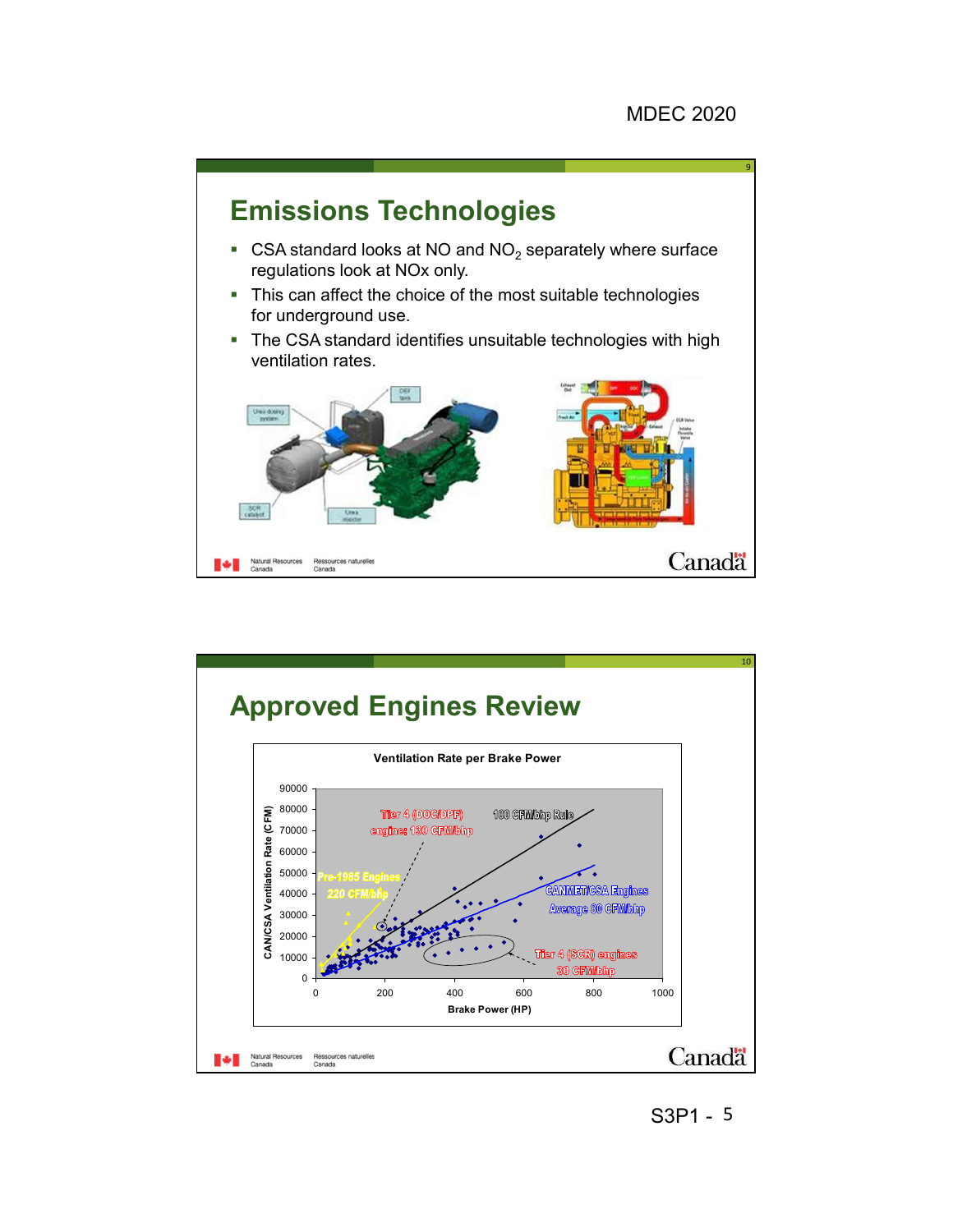## Emissions Technologies

- CSA standard looks at NO and $NO_2$ separately where surface regulations look at NOx only.
- This can affect the choice of the most suitable technologies for underground use.
- The CSA standard identifies unsuitable technologies with high ventilation rates.

## Approved Engines Review

**Ventilation Rate per Brake Power**

- Tier 4 (DOC/DPF) engine: 130 CFM/bhp
- 100 CFM/bhp Rule
- Pre-1985 Engines 220 CFM/bhp
- CANMET/CSA Engines Average 80 CFM/bhp
- Tier 4 (SCR) engines 30 CFM/bhp

Y-axis: CAN/CSA Ventilation Rate (CFM)
X-axis: Brake Power (HP)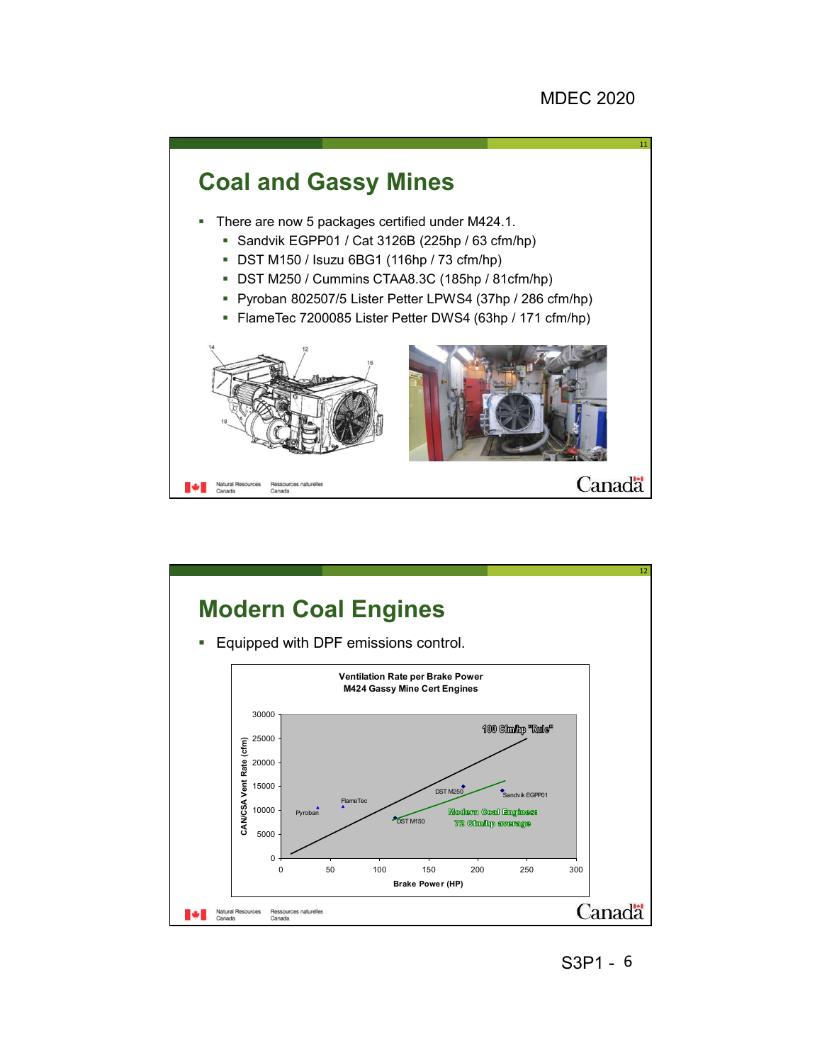## Coal and Gassy Mines

- There are now 5 packages certified under M424.1.
  - Sandvik EGPP01 / Cat 3126B (225hp / 63 cfm/hp)
  - DST M150 / Isuzu 6BG1 (116hp / 73 cfm/hp)
  - DST M250 / Cummins CTAA8.3C (185hp / 81cfm/hp)
  - Pyroban 802507/5 Lister Petter LPWS4 (37hp / 286 cfm/hp)
  - FlameTec 7200085 Lister Petter DWS4 (63hp / 171 cfm/hp)

## Modern Coal Engines

- Equipped with DPF emissions control.

**Ventilation Rate per Brake Power**
**M424 Gassy Mine Cert Engines**

Y-axis: CAN/CSA Vent Rate (cfm) — 0 to 30000
X-axis: Brake Power (HP) — 0 to 300

Data points: Pyroban, FlameTec, DST M150, DST M250, Sandvik EGPP01

100 Cfm/hp "Rule"

Modern Coal Engines: 72 Cfm/hp average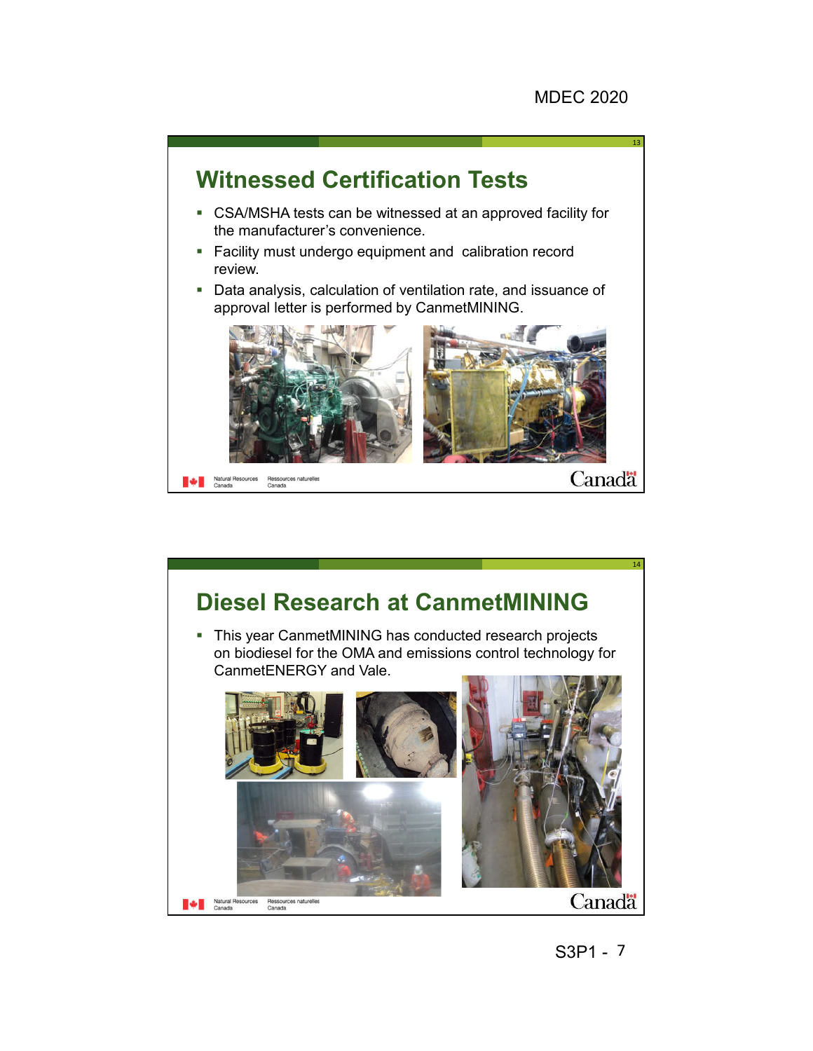## Witnessed Certification Tests

- CSA/MSHA tests can be witnessed at an approved facility for the manufacturer's convenience.
- Facility must undergo equipment and calibration record review.
- Data analysis, calculation of ventilation rate, and issuance of approval letter is performed by CanmetMINING.

## Diesel Research at CanmetMINING

- This year CanmetMINING has conducted research projects on biodiesel for the OMA and emissions control technology for CanmetENERGY and Vale.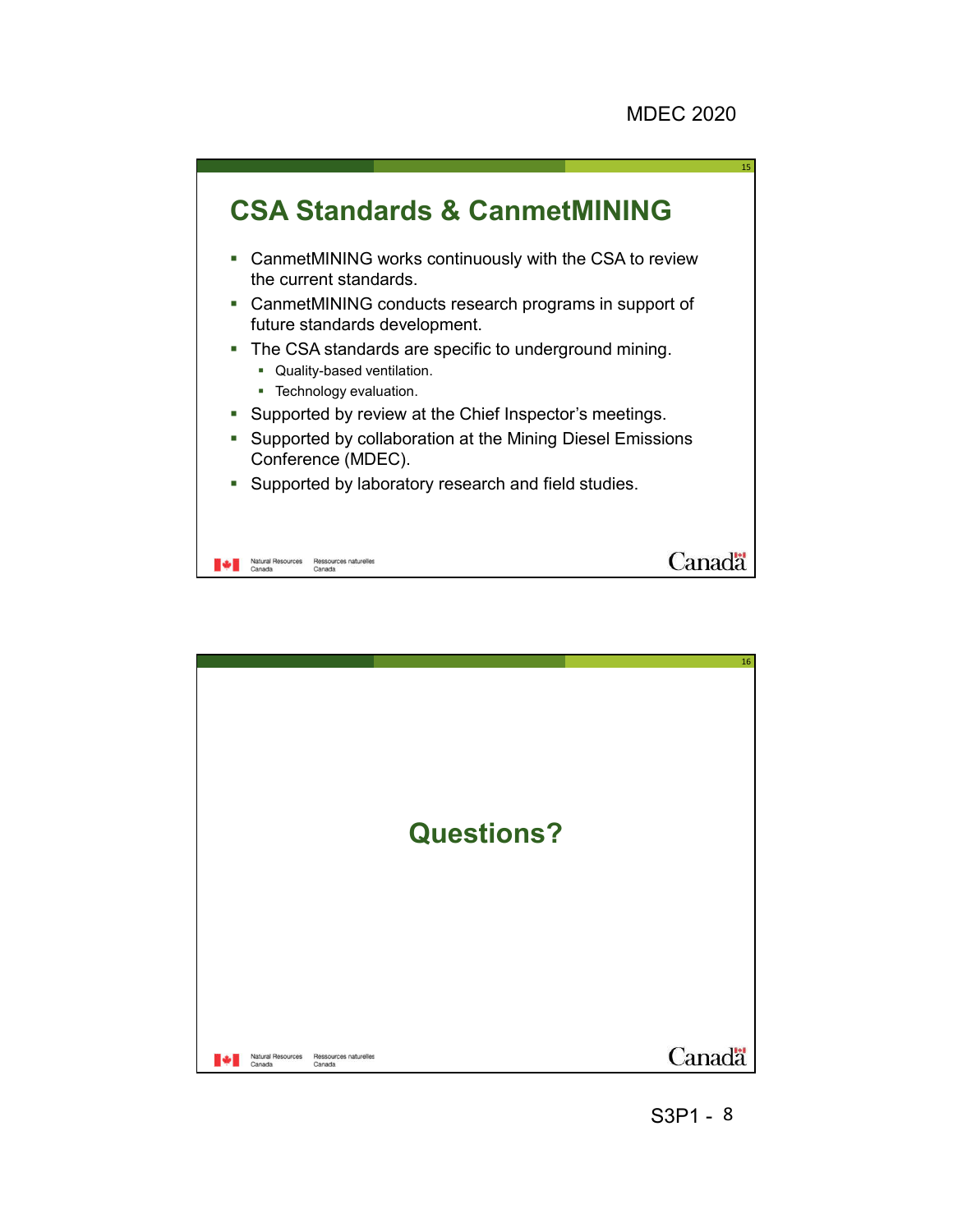## CSA Standards & CanmetMINING

- CanmetMINING works continuously with the CSA to review the current standards.
- CanmetMINING conducts research programs in support of future standards development.
- The CSA standards are specific to underground mining.
  - Quality-based ventilation.
  - Technology evaluation.
- Supported by review at the Chief Inspector's meetings.
- Supported by collaboration at the Mining Diesel Emissions Conference (MDEC).
- Supported by laboratory research and field studies.

## Questions?